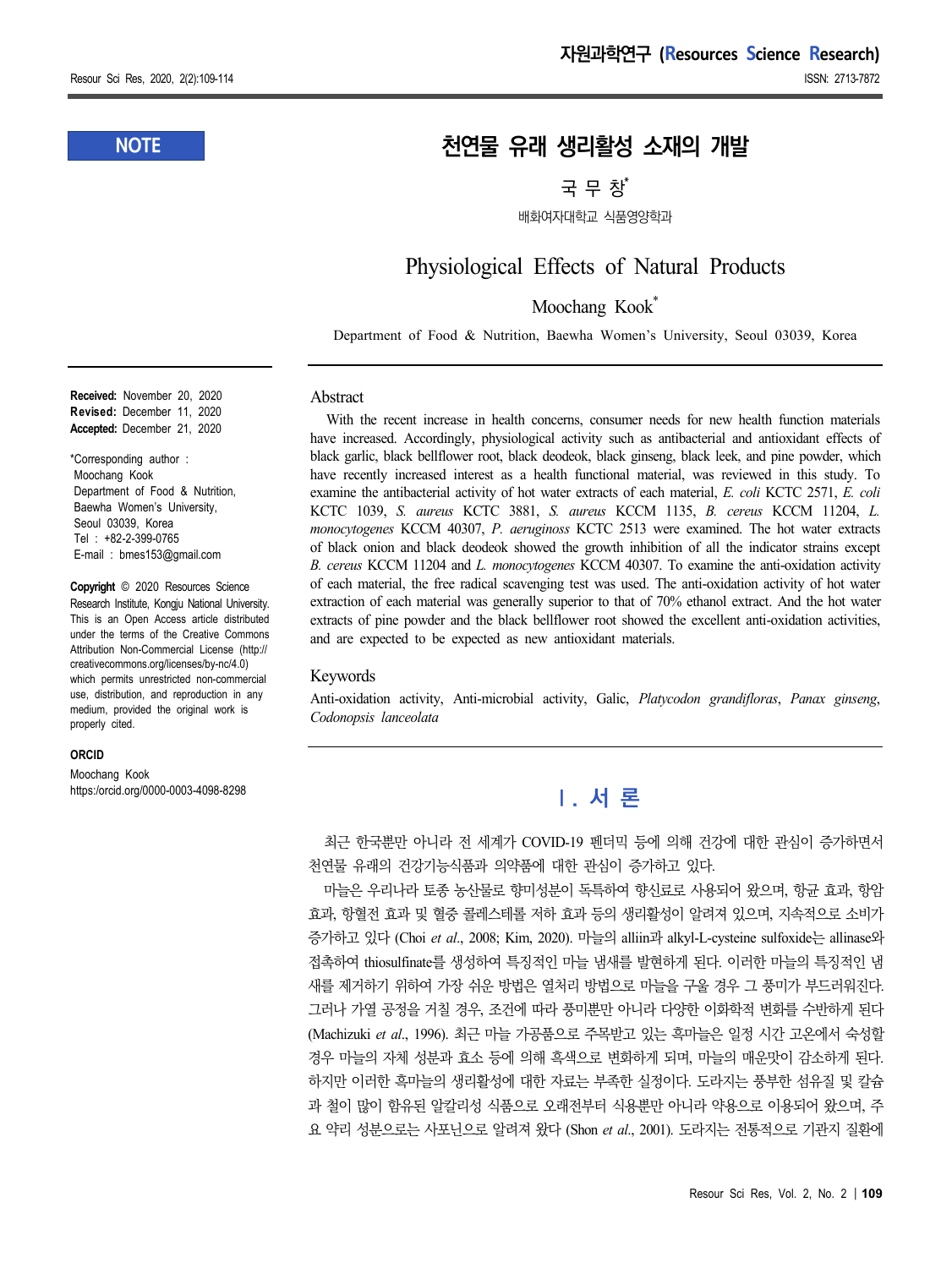NOTE

# 천연물 유래 생리활성 소재의 개발

국 무 창*

배화여자대학교 식품영양학과

# Physiological Effects of Natural Products

Moochang Kook*

Department of Food & Nutrition, Baewha Women's University, Seoul 03039, Korea

**Received:** November 20, 2020
**Revised:** December 11, 2020
**Accepted:** December 21, 2020

*Corresponding author :
Moochang Kook
Department of Food & Nutrition,
Baewha Women's University,
Seoul 03039, Korea
Tel : +82-2-399-0765
E-mail : bmes153@gmail.com

**Copyright** © 2020 Resources Science Research Institute, Kongju National University. This is an Open Access article distributed under the terms of the Creative Commons Attribution Non-Commercial License (http://creativecommons.org/licenses/by-nc/4.0) which permits unrestricted non-commercial use, distribution, and reproduction in any medium, provided the original work is properly cited.

**ORCID**
Moochang Kook
https:/orcid.org/0000-0003-4098-8298

## Abstract

With the recent increase in health concerns, consumer needs for new health function materials have increased. Accordingly, physiological activity such as antibacterial and antioxidant effects of black garlic, black bellflower root, black deodeok, black ginseng, black leek, and pine powder, which have recently increased interest as a health functional material, was reviewed in this study. To examine the antibacterial activity of hot water extracts of each material, *E. coli* KCTC 2571, *E. coli* KCTC 1039, *S. aureus* KCTC 3881, *S. aureus* KCCM 1135, *B. cereus* KCCM 11204, *L. monocytogenes* KCCM 40307, *P. aeruginoss* KCTC 2513 were examined. The hot water extracts of black onion and black deodeok showed the growth inhibition of all the indicator strains except *B. cereus* KCCM 11204 and *L. monocytogenes* KCCM 40307. To examine the anti-oxidation activity of each material, the free radical scavenging test was used. The anti-oxidation activity of hot water extraction of each material was generally superior to that of 70% ethanol extract. And the hot water extracts of pine powder and the black bellflower root showed the excellent anti-oxidation activities, and are expected to be expected as new antioxidant materials.

## Keywords

Anti-oxidation activity, Anti-microbial activity, Galic, *Platycodon grandifloras*, *Panax ginseng*, *Codonopsis lanceolata*

## Ⅰ. 서 론

최근 한국뿐만 아니라 전 세계가 COVID-19 펜더믹 등에 의해 건강에 대한 관심이 증가하면서 천연물 유래의 건강기능식품과 의약품에 대한 관심이 증가하고 있다.

마늘은 우리나라 토종 농산물로 향미성분이 독특하여 향신료로 사용되어 왔으며, 항균 효과, 항암 효과, 항혈전 효과 및 혈중 콜레스테롤 저하 효과 등의 생리활성이 알려져 있으며, 지속적으로 소비가 증가하고 있다 (Choi *et al*., 2008; Kim, 2020). 마늘의 alliin과 alkyl-L-cysteine sulfoxide는 allinase와 접촉하여 thiosulfinate를 생성하여 특징적인 마늘 냄새를 발현하게 된다. 이러한 마늘의 특징적인 냄새를 제거하기 위하여 가장 쉬운 방법은 열처리 방법으로 마늘을 구울 경우 그 풍미가 부드러워진다. 그러나 가열 공정을 거칠 경우, 조건에 따라 풍미뿐만 아니라 다양한 이화학적 변화를 수반하게 된다 (Machizuki *et al*., 1996). 최근 마늘 가공품으로 주목받고 있는 흑마늘은 일정 시간 고온에서 숙성할 경우 마늘의 자체 성분과 효소 등에 의해 흑색으로 변화하게 되며, 마늘의 매운맛이 감소하게 된다. 하지만 이러한 흑마늘의 생리활성에 대한 자료는 부족한 실정이다. 도라지는 풍부한 섬유질 및 칼슘과 철이 많이 함유된 알칼리성 식품으로 오래전부터 식용뿐만 아니라 약용으로 이용되어 왔으며, 주요 약리 성분으로는 사포닌으로 알려져 왔다 (Shon *et al*., 2001). 도라지는 전통적으로 기관지 질환에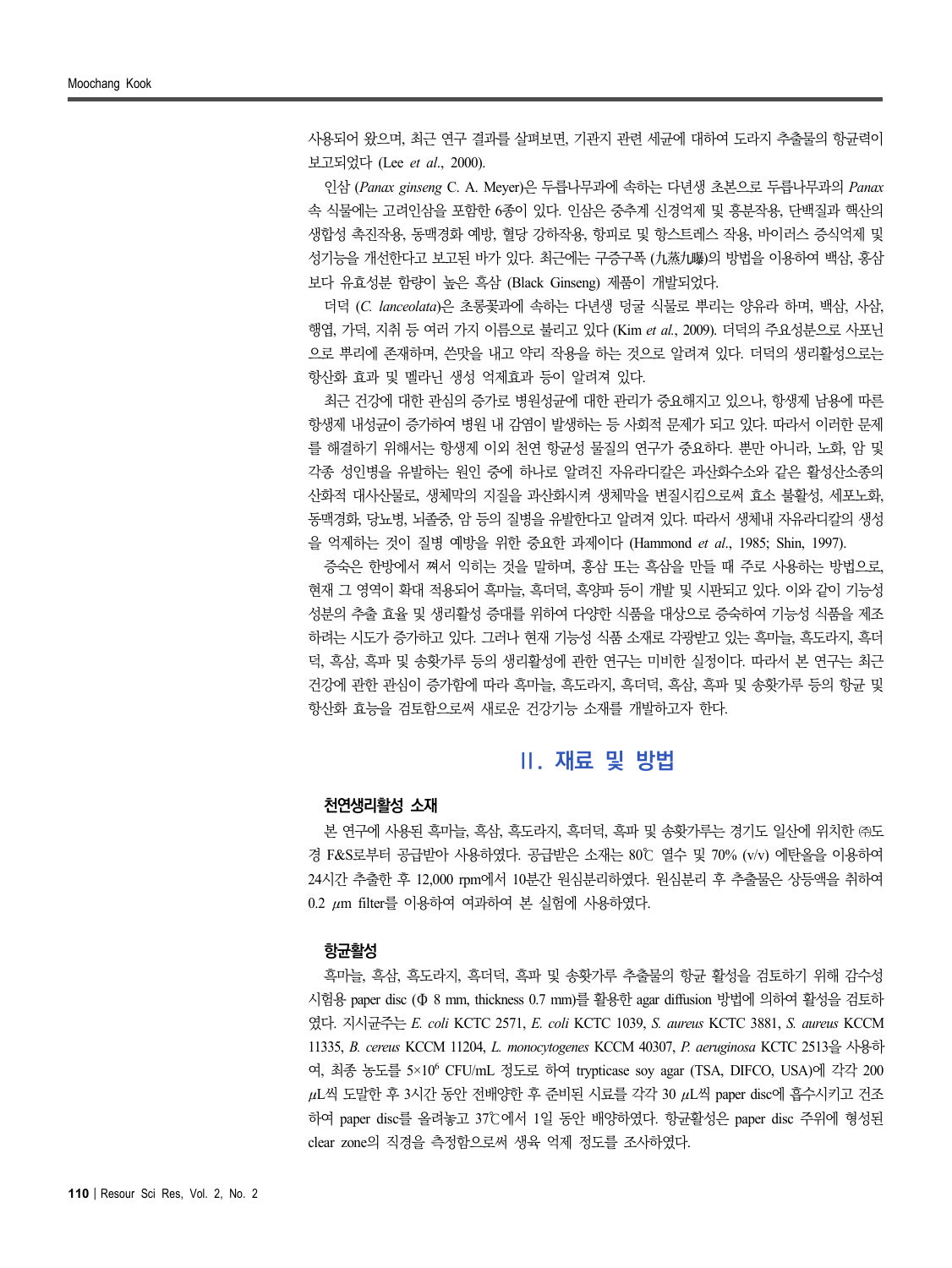사용되어 왔으며, 최근 연구 결과를 살펴보면, 기관지 관련 세균에 대하여 도라지 추출물의 항균력이 보고되었다 (Lee *et al*., 2000).

인삼 (*Panax ginseng* C. A. Meyer)은 두릅나무과에 속하는 다년생 초본으로 두릅나무과의 *Panax* 속 식물에는 고려인삼을 포함한 6종이 있다. 인삼은 중추계 신경억제 및 흥분작용, 단백질과 핵산의 생합성 촉진작용, 동맥경화 예방, 혈당 강하작용, 항피로 및 항스트레스 작용, 바이러스 증식억제 및 성기능을 개선한다고 보고된 바가 있다. 최근에는 구증구폭 (九蒸九曝)의 방법을 이용하여 백삼, 홍삼보다 유효성분 함량이 높은 흑삼 (Black Ginseng) 제품이 개발되었다.

더덕 (*C. lanceolata*)은 초롱꽃과에 속하는 다년생 덩굴 식물로 뿌리는 양유라 하며, 백삼, 사삼, 행엽, 가덕, 지취 등 여러 가지 이름으로 불리고 있다 (Kim *et al*., 2009). 더덕의 주요성분으로 사포닌으로 뿌리에 존재하며, 쓴맛을 내고 약리 작용을 하는 것으로 알려져 있다. 더덕의 생리활성으로는 항산화 효과 및 멜라닌 생성 억제효과 등이 알려져 있다.

최근 건강에 대한 관심의 증가로 병원성균에 대한 관리가 중요해지고 있으나, 항생제 남용에 따른 항생제 내성균이 증가하여 병원 내 감염이 발생하는 등 사회적 문제가 되고 있다. 따라서 이러한 문제를 해결하기 위해서는 항생제 이외 천연 항균성 물질의 연구가 중요하다. 뿐만 아니라, 노화, 암 및 각종 성인병을 유발하는 원인 중에 하나로 알려진 자유라디칼은 과산화수소와 같은 활성산소종의 산화적 대사산물로, 생체막의 지질을 과산화시켜 생체막을 변질시킴으로써 효소 불활성, 세포노화, 동맥경화, 당뇨병, 뇌졸중, 암 등의 질병을 유발한다고 알려져 있다. 따라서 생체내 자유라디칼의 생성을 억제하는 것이 질병 예방을 위한 중요한 과제이다 (Hammond *et al*., 1985; Shin, 1997).

증숙은 한방에서 쪄서 익히는 것을 말하며, 홍삼 또는 흑삼을 만들 때 주로 사용하는 방법으로, 현재 그 영역이 확대 적용되어 흑마늘, 흑더덕, 흑양파 등이 개발 및 시판되고 있다. 이와 같이 기능성 성분의 추출 효율 및 생리활성 증대를 위하여 다양한 식품을 대상으로 증숙하여 기능성 식품을 제조하려는 시도가 증가하고 있다. 그러나 현재 기능성 식품 소재로 각광받고 있는 흑마늘, 흑도라지, 흑더덕, 흑삼, 흑파 및 송홧가루 등의 생리활성에 관한 연구는 미비한 실정이다. 따라서 본 연구는 최근 건강에 관한 관심이 증가함에 따라 흑마늘, 흑도라지, 흑더덕, 흑삼, 흑파 및 송홧가루 등의 항균 및 항산화 효능을 검토함으로써 새로운 건강기능 소재를 개발하고자 한다.

## II. 재료 및 방법

### 천연생리활성 소재

본 연구에 사용된 흑마늘, 흑삼, 흑도라지, 흑더덕, 흑파 및 송홧가루는 경기도 일산에 위치한 ㈜도경 F&S로부터 공급받아 사용하였다. 공급받은 소재는 80℃ 열수 및 70% (v/v) 에탄올을 이용하여 24시간 추출한 후 12,000 rpm에서 10분간 원심분리하였다. 원심분리 후 추출물은 상등액을 취하여 0.2 $\mu$m filter를 이용하여 여과하여 본 실험에 사용하였다.

### 항균활성

흑마늘, 흑삼, 흑도라지, 흑더덕, 흑파 및 송홧가루 추출물의 항균 활성을 검토하기 위해 감수성 시험용 paper disc (Φ 8 mm, thickness 0.7 mm)를 활용한 agar diffusion 방법에 의하여 활성을 검토하였다. 지시균주는 *E. coli* KCTC 2571, *E. coli* KCTC 1039, *S. aureus* KCTC 3881, *S. aureus* KCCM 11335, *B. cereus* KCCM 11204, *L. monocytogenes* KCCM 40307, *P. aeruginosa* KCTC 2513을 사용하여, 최종 농도를 $5 \times 10^6$ CFU/mL 정도로 하여 trypticase soy agar (TSA, DIFCO, USA)에 각각 200 $\mu$L씩 도말한 후 3시간 동안 전배양한 후 준비된 시료를 각각 30 $\mu$L씩 paper disc에 흡수시키고 건조하여 paper disc를 올려놓고 37℃에서 1일 동안 배양하였다. 항균활성은 paper disc 주위에 형성된 clear zone의 직경을 측정함으로써 생육 억제 정도를 조사하였다.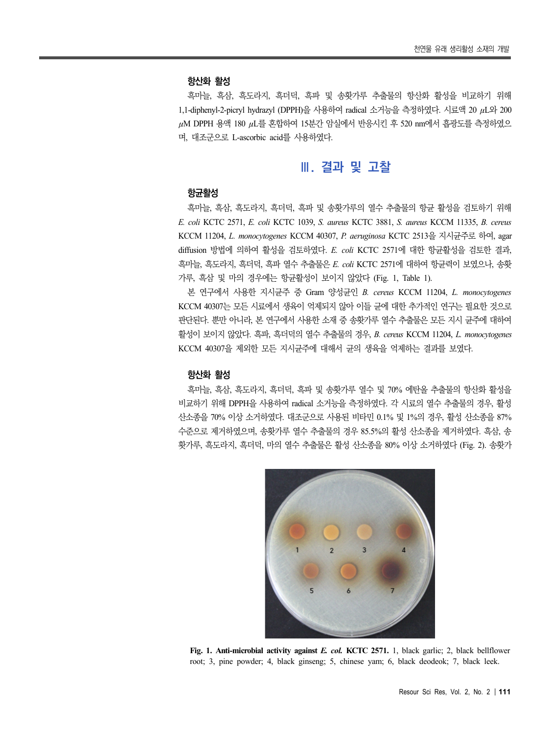### 항산화 활성

흑마늘, 흑삼, 흑도라지, 흑더덕, 흑파 및 송홧가루 추출물의 항산화 활성을 비교하기 위해 1,1-diphenyl-2-picryl hydrazyl (DPPH)을 사용하여 radical 소거능을 측정하였다. 시료액 20 μL와 200 μM DPPH 용액 180 μL를 혼합하여 15분간 암실에서 반응시킨 후 520 nm에서 흡광도를 측정하였으며, 대조군으로 L-ascorbic acid를 사용하였다.

## Ⅲ. 결과 및 고찰

### 항균활성

흑마늘, 흑삼, 흑도라지, 흑더덕, 흑파 및 송홧가루의 열수 추출물의 항균 활성을 검토하기 위해 *E. coli* KCTC 2571, *E. coli* KCTC 1039, *S. aureus* KCTC 3881, *S. aureus* KCCM 11335, *B. cereus* KCCM 11204, *L. monocytogenes* KCCM 40307, *P. aeruginosa* KCTC 2513을 지시균주로 하여, agar diffusion 방법에 의하여 활성을 검토하였다. *E. coli* KCTC 2571에 대한 항균활성을 검토한 결과, 흑마늘, 흑도라지, 흑더덕, 흑파 열수 추출물은 *E. coli* KCTC 2571에 대하여 항균력이 보였으나, 송홧가루, 흑삼 및 마의 경우에는 항균활성이 보이지 않았다 (Fig. 1, Table 1).

본 연구에서 사용한 지시균주 중 Gram 양성균인 *B. cereus* KCCM 11204, *L. monocytogenes* KCCM 40307는 모든 시료에서 생육이 억제되지 않아 이들 균에 대한 추가적인 연구는 필요한 것으로 판단된다. 뿐만 아니라, 본 연구에서 사용한 소재 중 송홧가루 열수 추출물은 모든 지시 균주에 대하여 활성이 보이지 않았다. 흑파, 흑더덕의 열수 추출물의 경우, *B. cereus* KCCM 11204, *L. monocytogenes* KCCM 40307을 제외한 모든 지시균주에 대해서 균의 생육을 억제하는 결과를 보였다.

### 항산화 활성

흑마늘, 흑삼, 흑도라지, 흑더덕, 흑파 및 송홧가루 열수 및 70% 에탄올 추출물의 항산화 활성을 비교하기 위해 DPPH을 사용하여 radical 소거능을 측정하였다. 각 시료의 열수 추출물의 경우, 활성 산소종을 70% 이상 소거하였다. 대조군으로 사용된 비타민 0.1% 및 1%의 경우, 활성 산소종을 87% 수준으로 제거하였으며, 송홧가루 열수 추출물의 경우 85.5%의 활성 산소종을 제거하였다. 흑삼, 송홧가루, 흑도라지, 흑더덕, 마의 열수 추출물은 활성 산소종을 80% 이상 소거하였다 (Fig. 2). 송홧가

1 2 3 4
5 6 7

**Fig. 1. Anti-microbial activity against *E. col.* KCTC 2571.** 1, black garlic; 2, black bellflower root; 3, pine powder; 4, black ginseng; 5, chinese yam; 6, black deodeok; 7, black leek.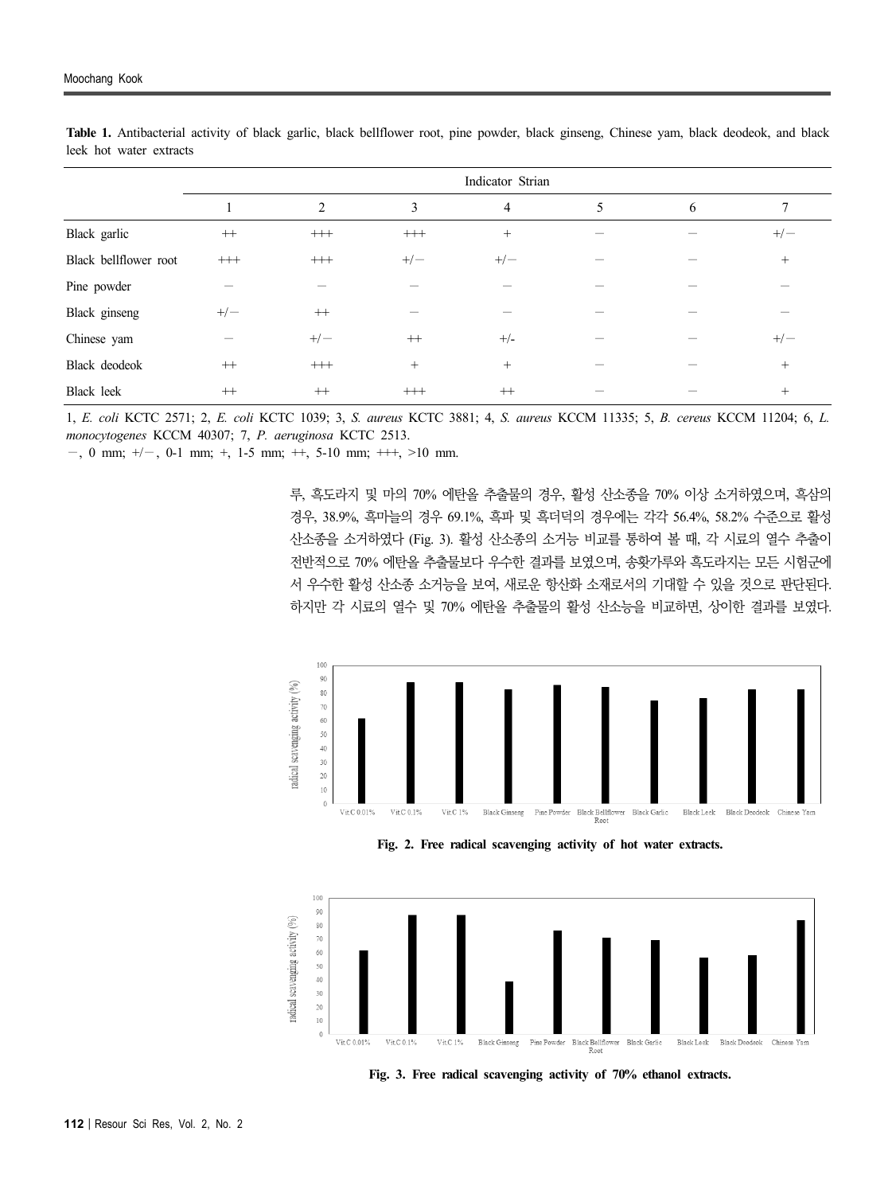**Table 1.** Antibacterial activity of black garlic, black bellflower root, pine powder, black ginseng, Chinese yam, black deodeok, and black leek hot water extracts

| | Indicator Strian | | | | | | |
|---|---|---|---|---|---|---|---|
| | 1 | 2 | 3 | 4 | 5 | 6 | 7 |
| Black garlic | ++ | +++ | +++ | + | − | − | +/− |
| Black bellflower root | +++ | +++ | +/− | +/− | − | − | + |
| Pine powder | − | − | − | − | − | − | − |
| Black ginseng | +/− | ++ | − | − | − | − | − |
| Chinese yam | − | +/− | ++ | +/- | − | − | +/− |
| Black deodeok | ++ | +++ | + | + | − | − | + |
| Black leek | ++ | ++ | +++ | ++ | − | − | + |

1, *E. coli* KCTC 2571; 2, *E. coli* KCTC 1039; 3, *S. aureus* KCTC 3881; 4, *S. aureus* KCCM 11335; 5, *B. cereus* KCCM 11204; 6, *L. monocytogenes* KCCM 40307; 7, *P. aeruginosa* KCTC 2513.

−, 0 mm; +/−, 0-1 mm; +, 1-5 mm; ++, 5-10 mm; +++, >10 mm.

루, 흑도라지 및 마의 70% 에탄올 추출물의 경우, 활성 산소종을 70% 이상 소거하였으며, 흑삼의 경우, 38.9%, 흑마늘의 경우 69.1%, 흑파 및 흑더덕의 경우에는 각각 56.4%, 58.2% 수준으로 활성 산소종을 소거하였다 (Fig. 3). 활성 산소종의 소거능 비교를 통하여 볼 때, 각 시료의 열수 추출이 전반적으로 70% 에탄올 추출물보다 우수한 결과를 보였으며, 송홧가루와 흑도라지는 모든 시험군에서 우수한 활성 산소종 소거능을 보여, 새로운 항산화 소재로서의 기대할 수 있을 것으로 판단된다. 하지만 각 시료의 열수 및 70% 에탄올 추출물의 활성 산소능을 비교하면, 상이한 결과를 보였다.

radical scavenging activity (%)
100
90
80
70
60
50
40
30
20
10
0
Vit.C 0.01% Vit.C 0.1% Vit.C 1% Black Ginseng Pine Powder Black Bellflower Root Black Garlic Black Leek Black Deodeok Chinese Yam

**Fig. 2. Free radical scavenging activity of hot water extracts.**

radical scavenging activity (%)
100
90
80
70
60
50
40
30
20
10
0
Vit.C 0.01% Vit.C 0.1% Vit.C 1% Black Ginseng Pine Powder Black Bellflower Root Black Garlic Black Leek Black Deodeok Chinese Yam

**Fig. 3. Free radical scavenging activity of 70% ethanol extracts.**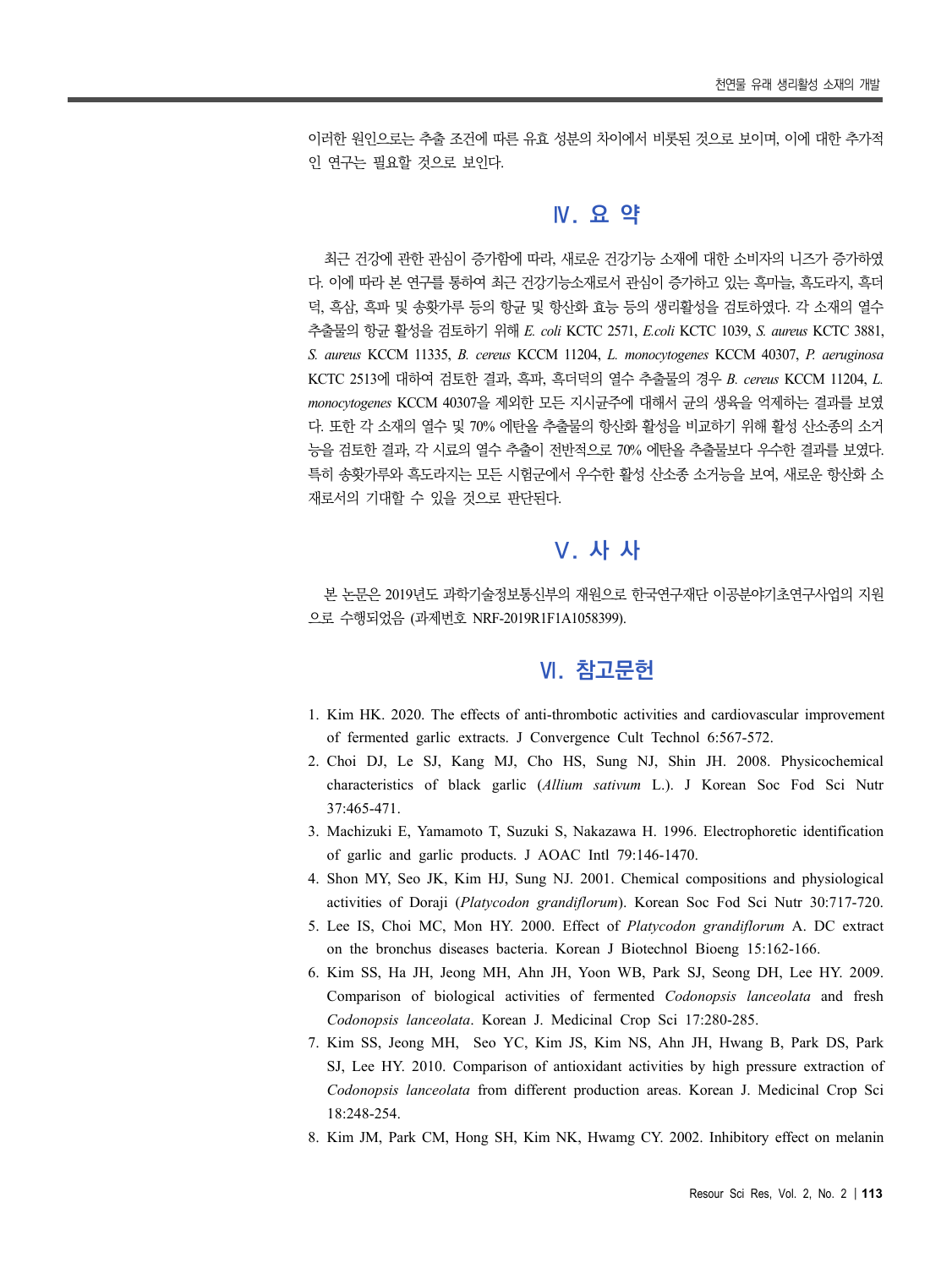이러한 원인으로는 추출 조건에 따른 유효 성분의 차이에서 비롯된 것으로 보이며, 이에 대한 추가적인 연구는 필요할 것으로 보인다.

## Ⅳ. 요 약

최근 건강에 관한 관심이 증가함에 따라, 새로운 건강기능 소재에 대한 소비자의 니즈가 증가하였다. 이에 따라 본 연구를 통하여 최근 건강기능소재로서 관심이 증가하고 있는 흑마늘, 흑도라지, 흑더덕, 흑삼, 흑파 및 송홧가루 등의 항균 및 항산화 효능 등의 생리활성을 검토하였다. 각 소재의 열수 추출물의 항균 활성을 검토하기 위해 *E. coli* KCTC 2571, *E.coli* KCTC 1039, *S. aureus* KCTC 3881, *S. aureus* KCCM 11335, *B. cereus* KCCM 11204, *L. monocytogenes* KCCM 40307, *P. aeruginosa* KCTC 2513에 대하여 검토한 결과, 흑파, 흑더덕의 열수 추출물의 경우 *B. cereus* KCCM 11204, *L. monocytogenes* KCCM 40307을 제외한 모든 지시균주에 대해서 균의 생육을 억제하는 결과를 보였다. 또한 각 소재의 열수 및 70% 에탄올 추출물의 항산화 활성을 비교하기 위해 활성 산소종의 소거능을 검토한 결과, 각 시료의 열수 추출이 전반적으로 70% 에탄올 추출물보다 우수한 결과를 보였다. 특히 송홧가루와 흑도라지는 모든 시험군에서 우수한 활성 산소종 소거능을 보여, 새로운 항산화 소재로서의 기대할 수 있을 것으로 판단된다.

## Ⅴ. 사 사

본 논문은 2019년도 과학기술정보통신부의 재원으로 한국연구재단 이공분야기초연구사업의 지원으로 수행되었음 (과제번호 NRF-2019R1F1A1058399).

## Ⅵ. 참고문헌

1. Kim HK. 2020. The effects of anti-thrombotic activities and cardiovascular improvement of fermented garlic extracts. J Convergence Cult Technol 6:567-572.
2. Choi DJ, Le SJ, Kang MJ, Cho HS, Sung NJ, Shin JH. 2008. Physicochemical characteristics of black garlic (*Allium sativum* L.). J Korean Soc Fod Sci Nutr 37:465-471.
3. Machizuki E, Yamamoto T, Suzuki S, Nakazawa H. 1996. Electrophoretic identification of garlic and garlic products. J AOAC Intl 79:146-1470.
4. Shon MY, Seo JK, Kim HJ, Sung NJ. 2001. Chemical compositions and physiological activities of Doraji (*Platycodon grandiflorum*). Korean Soc Fod Sci Nutr 30:717-720.
5. Lee IS, Choi MC, Mon HY. 2000. Effect of *Platycodon grandiflorum* A. DC extract on the bronchus diseases bacteria. Korean J Biotechnol Bioeng 15:162-166.
6. Kim SS, Ha JH, Jeong MH, Ahn JH, Yoon WB, Park SJ, Seong DH, Lee HY. 2009. Comparison of biological activities of fermented *Codonopsis lanceolata* and fresh *Codonopsis lanceolata*. Korean J. Medicinal Crop Sci 17:280-285.
7. Kim SS, Jeong MH, Seo YC, Kim JS, Kim NS, Ahn JH, Hwang B, Park DS, Park SJ, Lee HY. 2010. Comparison of antioxidant activities by high pressure extraction of *Codonopsis lanceolata* from different production areas. Korean J. Medicinal Crop Sci 18:248-254.
8. Kim JM, Park CM, Hong SH, Kim NK, Hwamg CY. 2002. Inhibitory effect on melanin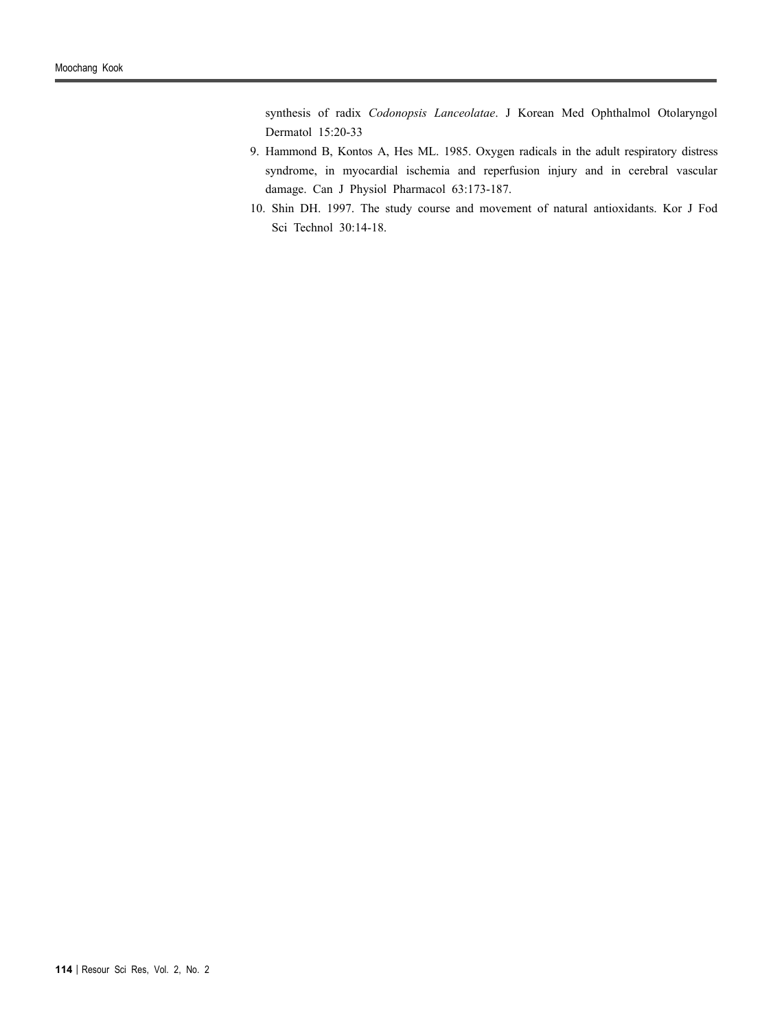synthesis of radix *Codonopsis Lanceolatae*. J Korean Med Ophthalmol Otolaryngol Dermatol 15:20-33

9. Hammond B, Kontos A, Hes ML. 1985. Oxygen radicals in the adult respiratory distress syndrome, in myocardial ischemia and reperfusion injury and in cerebral vascular damage. Can J Physiol Pharmacol 63:173-187.
10. Shin DH. 1997. The study course and movement of natural antioxidants. Kor J Fod Sci Technol 30:14-18.